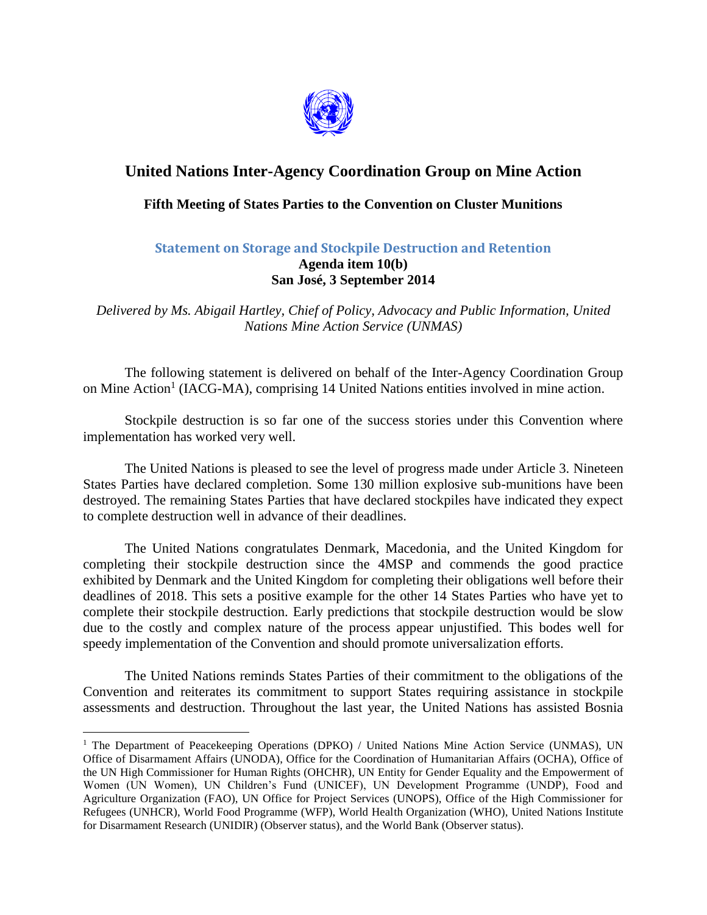# United Nations Inter-Agency Coordination Group on Mine Action

## Fifth Meeting of States Parties to the Convention on Cluster Munitions

### Statement on Storage and Stockpile Destruction and Retention

**Agenda item 10(b)**
**San José, 3 September 2014**

*Delivered by Ms. Abigail Hartley, Chief of Policy, Advocacy and Public Information, United Nations Mine Action Service (UNMAS)*

The following statement is delivered on behalf of the Inter-Agency Coordination Group on Mine Action[1] (IACG-MA), comprising 14 United Nations entities involved in mine action.

Stockpile destruction is so far one of the success stories under this Convention where implementation has worked very well.

The United Nations is pleased to see the level of progress made under Article 3. Nineteen States Parties have declared completion. Some 130 million explosive sub-munitions have been destroyed. The remaining States Parties that have declared stockpiles have indicated they expect to complete destruction well in advance of their deadlines.

The United Nations congratulates Denmark, Macedonia, and the United Kingdom for completing their stockpile destruction since the 4MSP and commends the good practice exhibited by Denmark and the United Kingdom for completing their obligations well before their deadlines of 2018. This sets a positive example for the other 14 States Parties who have yet to complete their stockpile destruction. Early predictions that stockpile destruction would be slow due to the costly and complex nature of the process appear unjustified. This bodes well for speedy implementation of the Convention and should promote universalization efforts.

The United Nations reminds States Parties of their commitment to the obligations of the Convention and reiterates its commitment to support States requiring assistance in stockpile assessments and destruction. Throughout the last year, the United Nations has assisted Bosnia

---

[1] The Department of Peacekeeping Operations (DPKO) / United Nations Mine Action Service (UNMAS), UN Office of Disarmament Affairs (UNODA), Office for the Coordination of Humanitarian Affairs (OCHA), Office of the UN High Commissioner for Human Rights (OHCHR), UN Entity for Gender Equality and the Empowerment of Women (UN Women), UN Children's Fund (UNICEF), UN Development Programme (UNDP), Food and Agriculture Organization (FAO), UN Office for Project Services (UNOPS), Office of the High Commissioner for Refugees (UNHCR), World Food Programme (WFP), World Health Organization (WHO), United Nations Institute for Disarmament Research (UNIDIR) (Observer status), and the World Bank (Observer status).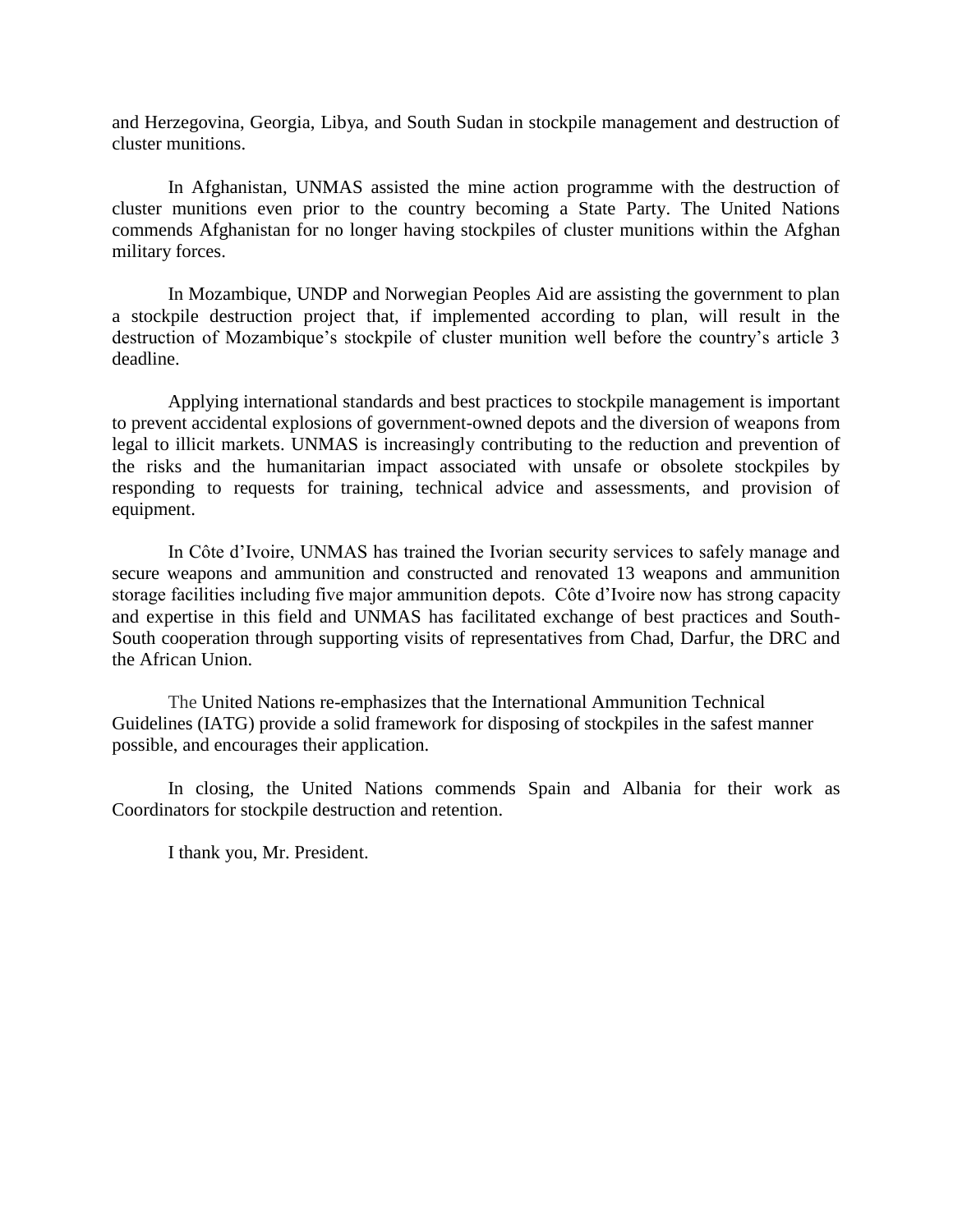and Herzegovina, Georgia, Libya, and South Sudan in stockpile management and destruction of cluster munitions.

In Afghanistan, UNMAS assisted the mine action programme with the destruction of cluster munitions even prior to the country becoming a State Party. The United Nations commends Afghanistan for no longer having stockpiles of cluster munitions within the Afghan military forces.

In Mozambique, UNDP and Norwegian Peoples Aid are assisting the government to plan a stockpile destruction project that, if implemented according to plan, will result in the destruction of Mozambique's stockpile of cluster munition well before the country's article 3 deadline.

Applying international standards and best practices to stockpile management is important to prevent accidental explosions of government-owned depots and the diversion of weapons from legal to illicit markets. UNMAS is increasingly contributing to the reduction and prevention of the risks and the humanitarian impact associated with unsafe or obsolete stockpiles by responding to requests for training, technical advice and assessments, and provision of equipment.

In Côte d'Ivoire, UNMAS has trained the Ivorian security services to safely manage and secure weapons and ammunition and constructed and renovated 13 weapons and ammunition storage facilities including five major ammunition depots. Côte d'Ivoire now has strong capacity and expertise in this field and UNMAS has facilitated exchange of best practices and South-South cooperation through supporting visits of representatives from Chad, Darfur, the DRC and the African Union.

The United Nations re-emphasizes that the International Ammunition Technical Guidelines (IATG) provide a solid framework for disposing of stockpiles in the safest manner possible, and encourages their application.

In closing, the United Nations commends Spain and Albania for their work as Coordinators for stockpile destruction and retention.

I thank you, Mr. President.